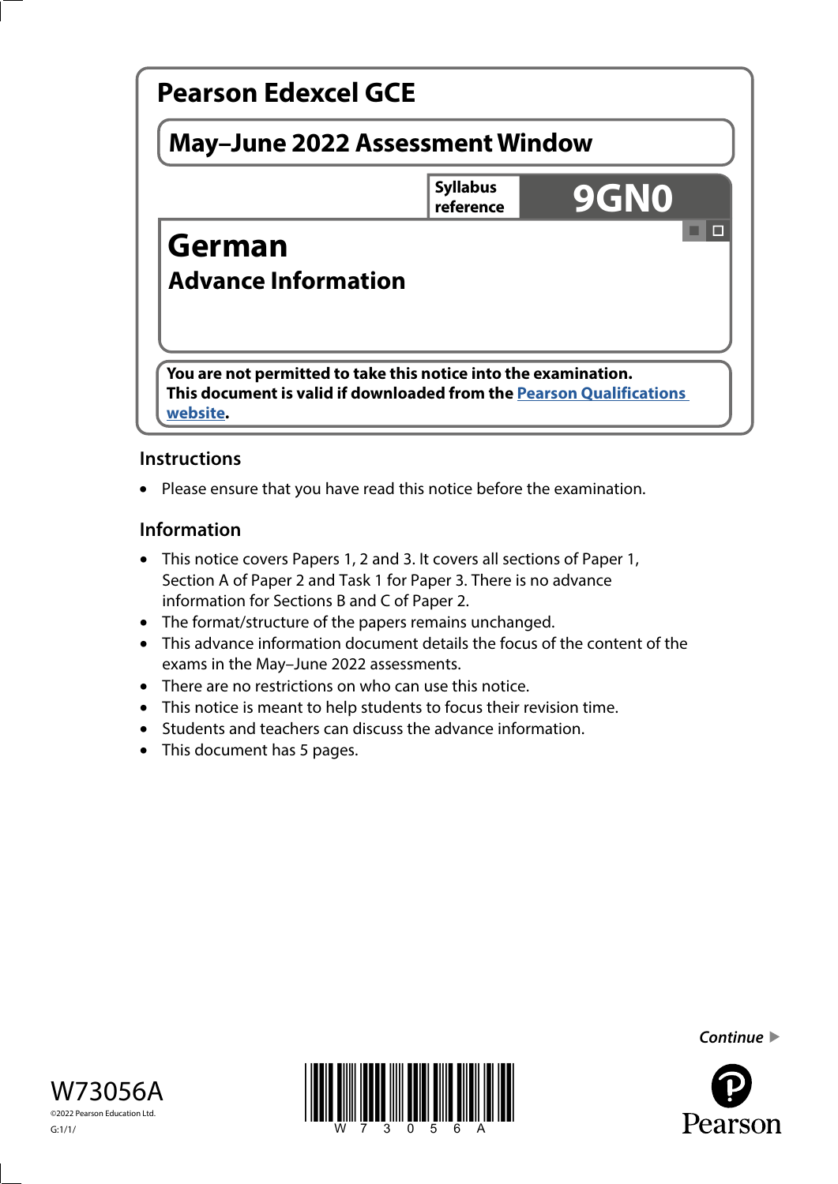# Pearson Edexcel GCE

## May–June 2022 Assessment Window

**Syllabus reference** **9GN0**

# German
## Advance Information

**You are not permitted to take this notice into the examination.**
**This document is valid if downloaded from the Pearson Qualifications website.**

### Instructions

- Please ensure that you have read this notice before the examination.

### Information

- This notice covers Papers 1, 2 and 3. It covers all sections of Paper 1, Section A of Paper 2 and Task 1 for Paper 3. There is no advance information for Sections B and C of Paper 2.
- The format/structure of the papers remains unchanged.
- This advance information document details the focus of the content of the exams in the May–June 2022 assessments.
- There are no restrictions on who can use this notice.
- This notice is meant to help students to focus their revision time.
- Students and teachers can discuss the advance information.
- This document has 5 pages.

*Continue*

W73056A
©2022 Pearson Education Ltd.
G:1/1/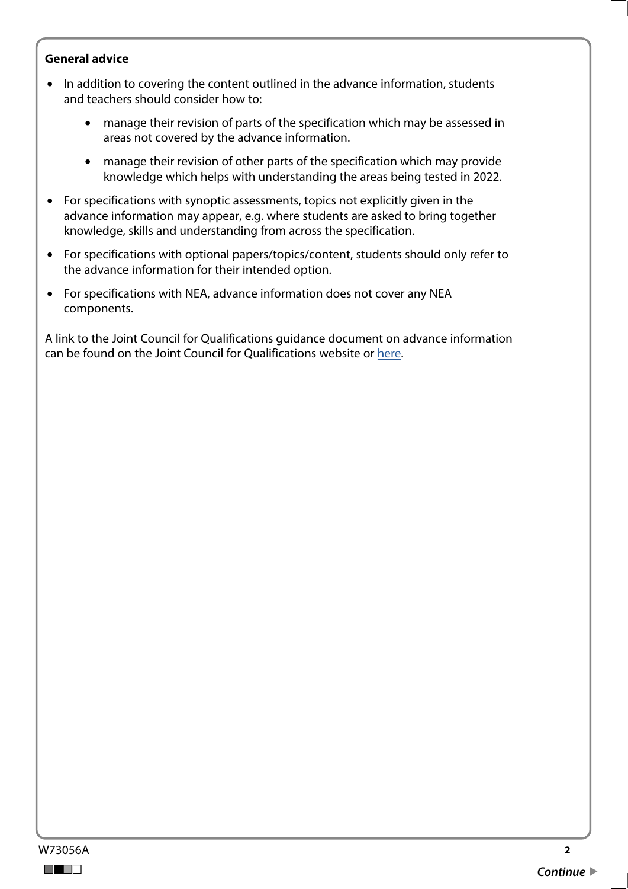**General advice**

- In addition to covering the content outlined in the advance information, students and teachers should consider how to:
  - manage their revision of parts of the specification which may be assessed in areas not covered by the advance information.
  - manage their revision of other parts of the specification which may provide knowledge which helps with understanding the areas being tested in 2022.
- For specifications with synoptic assessments, topics not explicitly given in the advance information may appear, e.g. where students are asked to bring together knowledge, skills and understanding from across the specification.
- For specifications with optional papers/topics/content, students should only refer to the advance information for their intended option.
- For specifications with NEA, advance information does not cover any NEA components.

A link to the Joint Council for Qualifications guidance document on advance information can be found on the Joint Council for Qualifications website or here.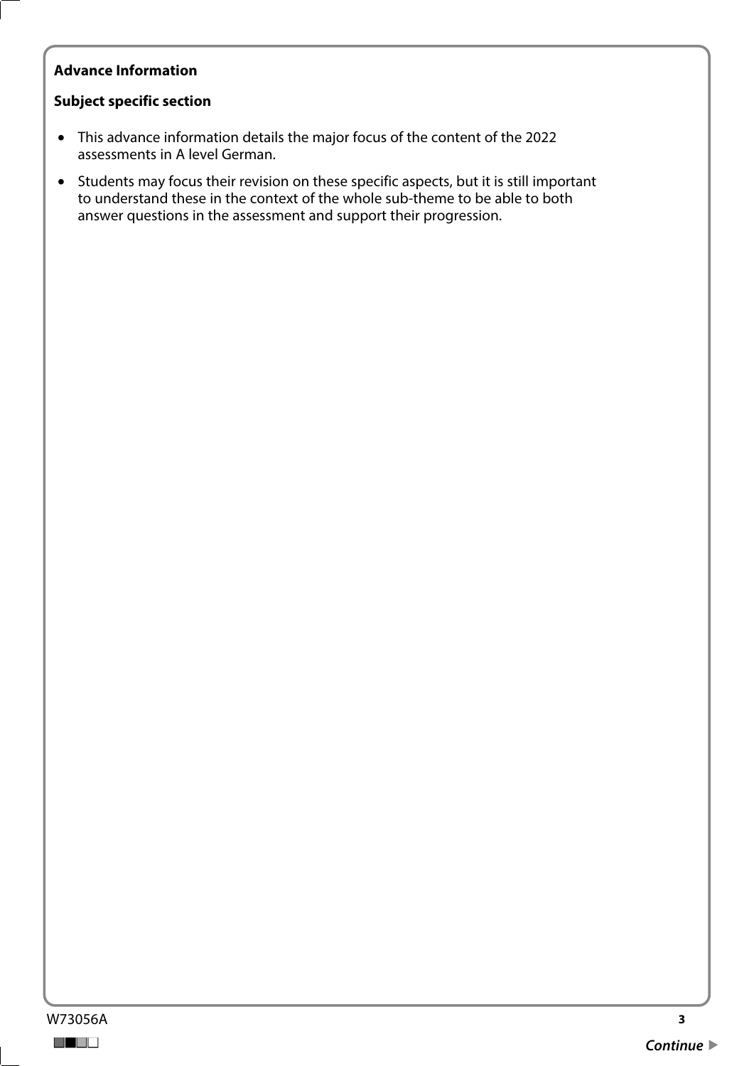**Advance Information**

**Subject specific section**

- This advance information details the major focus of the content of the 2022 assessments in A level German.
- Students may focus their revision on these specific aspects, but it is still important to understand these in the context of the whole sub-theme to be able to both answer questions in the assessment and support their progression.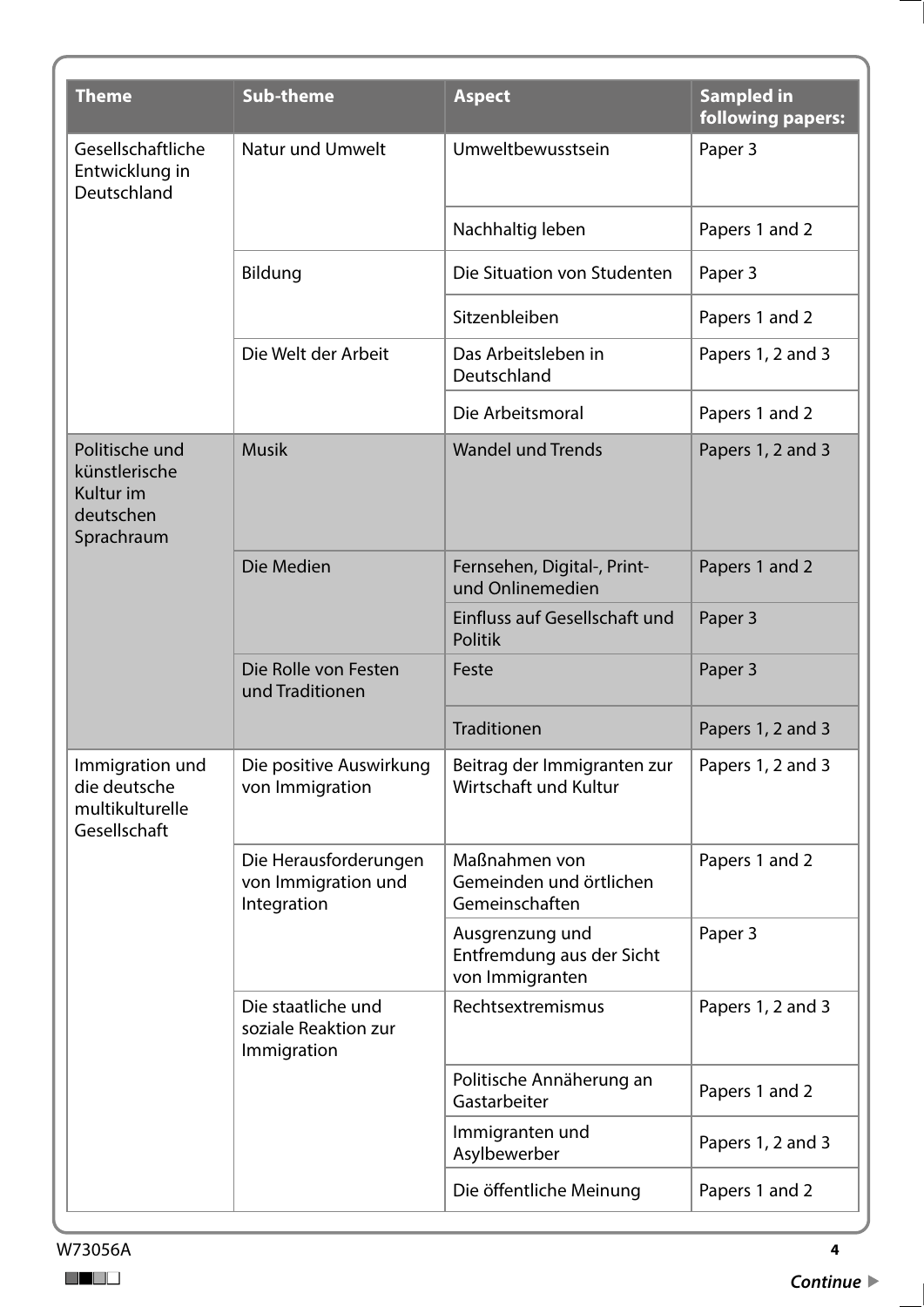| Theme | Sub-theme | Aspect | Sampled in following papers: |
|---|---|---|---|
| Gesellschaftliche Entwicklung in Deutschland | Natur und Umwelt | Umweltbewusstsein | Paper 3 |
| | | Nachhaltig leben | Papers 1 and 2 |
| | Bildung | Die Situation von Studenten | Paper 3 |
| | | Sitzenbleiben | Papers 1 and 2 |
| | Die Welt der Arbeit | Das Arbeitsleben in Deutschland | Papers 1, 2 and 3 |
| | | Die Arbeitsmoral | Papers 1 and 2 |
| Politische und künstlerische Kultur im deutschen Sprachraum | Musik | Wandel und Trends | Papers 1, 2 and 3 |
| | Die Medien | Fernsehen, Digital-, Print- und Onlinemedien | Papers 1 and 2 |
| | | Einfluss auf Gesellschaft und Politik | Paper 3 |
| | Die Rolle von Festen und Traditionen | Feste | Paper 3 |
| | | Traditionen | Papers 1, 2 and 3 |
| Immigration und die deutsche multikulturelle Gesellschaft | Die positive Auswirkung von Immigration | Beitrag der Immigranten zur Wirtschaft und Kultur | Papers 1, 2 and 3 |
| | Die Herausforderungen von Immigration und Integration | Maßnahmen von Gemeinden und örtlichen Gemeinschaften | Papers 1 and 2 |
| | | Ausgrenzung und Entfremdung aus der Sicht von Immigranten | Paper 3 |
| | Die staatliche und soziale Reaktion zur Immigration | Rechtsextremismus | Papers 1, 2 and 3 |
| | | Politische Annäherung an Gastarbeiter | Papers 1 and 2 |
| | | Immigranten und Asylbewerber | Papers 1, 2 and 3 |
| | | Die öffentliche Meinung | Papers 1 and 2 |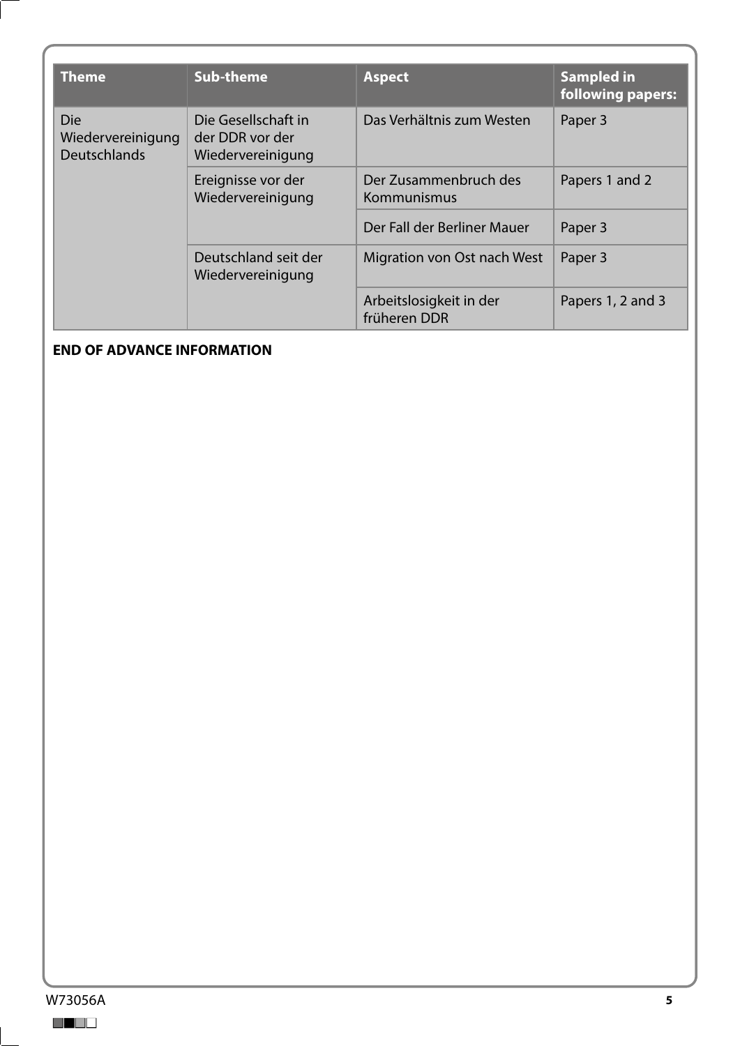| Theme | Sub-theme | Aspect | Sampled in following papers: |
|---|---|---|---|
| Die Wiedervereinigung Deutschlands | Die Gesellschaft in der DDR vor der Wiedervereinigung | Das Verhältnis zum Westen | Paper 3 |
| | Ereignisse vor der Wiedervereinigung | Der Zusammenbruch des Kommunismus | Papers 1 and 2 |
| | | Der Fall der Berliner Mauer | Paper 3 |
| | Deutschland seit der Wiedervereinigung | Migration von Ost nach West | Paper 3 |
| | | Arbeitslosigkeit in der früheren DDR | Papers 1, 2 and 3 |

**END OF ADVANCE INFORMATION**